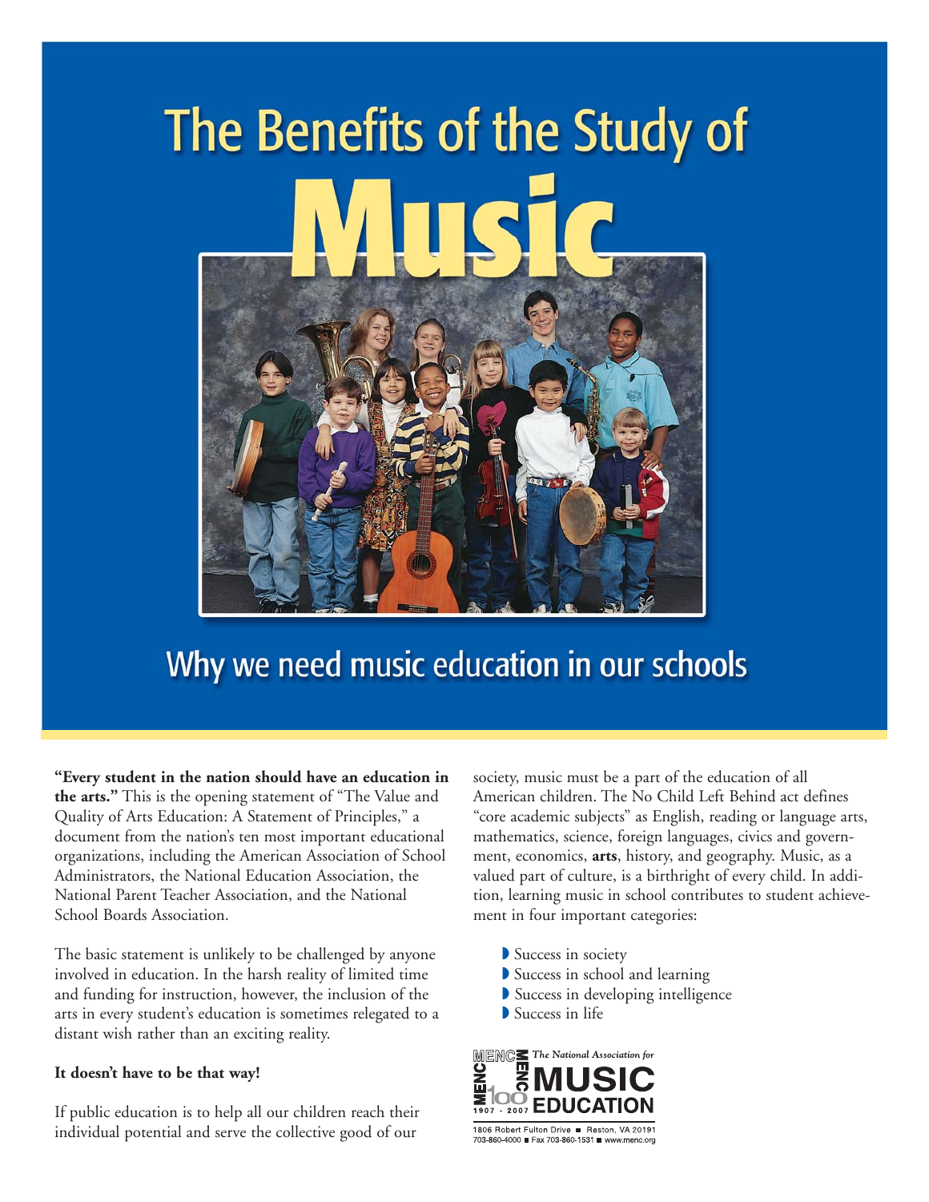# The Benefits of the Study of Music

## Why we need music education in our schools

**"Every student in the nation should have an education in the arts."** This is the opening statement of "The Value and Quality of Arts Education: A Statement of Principles," a document from the nation's ten most important educational organizations, including the American Association of School Administrators, the National Education Association, the National Parent Teacher Association, and the National School Boards Association.

The basic statement is unlikely to be challenged by anyone involved in education. In the harsh reality of limited time and funding for instruction, however, the inclusion of the arts in every student's education is sometimes relegated to a distant wish rather than an exciting reality.

**It doesn't have to be that way!**

If public education is to help all our children reach their individual potential and serve the collective good of our society, music must be a part of the education of all American children. The No Child Left Behind act defines "core academic subjects" as English, reading or language arts, mathematics, science, foreign languages, civics and government, economics, **arts**, history, and geography. Music, as a valued part of culture, is a birthright of every child. In addition, learning music in school contributes to student achievement in four important categories:

- Success in society
- Success in school and learning
- Success in developing intelligence
- Success in life

MENC 100 1907 - 2007 *The National Association for* **MUSIC EDUCATION**

1806 Robert Fulton Drive ■ Reston, VA 20191
703-860-4000 ■ Fax 703-860-1531 ■ www.menc.org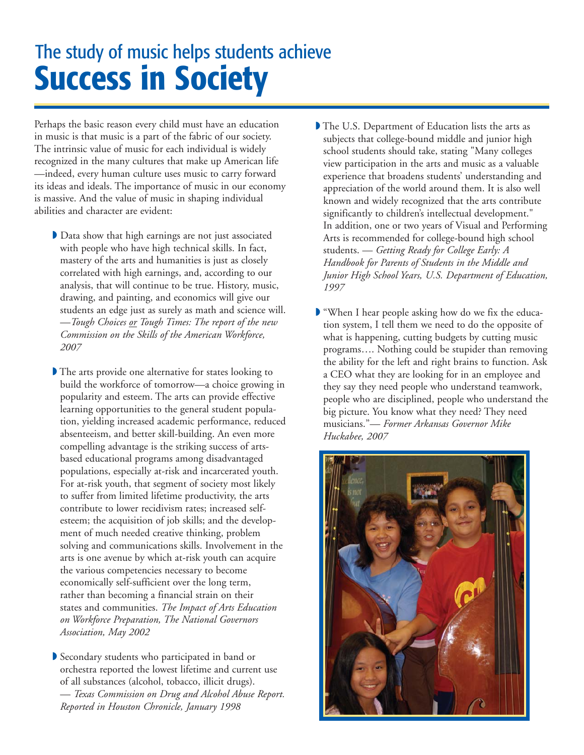# The study of music helps students achieve **Success in Society**

Perhaps the basic reason every child must have an education in music is that music is a part of the fabric of our society. The intrinsic value of music for each individual is widely recognized in the many cultures that make up American life —indeed, every human culture uses music to carry forward its ideas and ideals. The importance of music in our economy is massive. And the value of music in shaping individual abilities and character are evident:

- Data show that high earnings are not just associated with people who have high technical skills. In fact, mastery of the arts and humanities is just as closely correlated with high earnings, and, according to our analysis, that will continue to be true. History, music, drawing, and painting, and economics will give our students an edge just as surely as math and science will. —*Tough Choices or Tough Times: The report of the new Commission on the Skills of the American Workforce, 2007*

- The arts provide one alternative for states looking to build the workforce of tomorrow—a choice growing in popularity and esteem. The arts can provide effective learning opportunities to the general student population, yielding increased academic performance, reduced absenteeism, and better skill-building. An even more compelling advantage is the striking success of arts-based educational programs among disadvantaged populations, especially at-risk and incarcerated youth. For at-risk youth, that segment of society most likely to suffer from limited lifetime productivity, the arts contribute to lower recidivism rates; increased self-esteem; the acquisition of job skills; and the development of much needed creative thinking, problem solving and communications skills. Involvement in the arts is one avenue by which at-risk youth can acquire the various competencies necessary to become economically self-sufficient over the long term, rather than becoming a financial strain on their states and communities. *The Impact of Arts Education on Workforce Preparation, The National Governors Association, May 2002*

- Secondary students who participated in band or orchestra reported the lowest lifetime and current use of all substances (alcohol, tobacco, illicit drugs). — *Texas Commission on Drug and Alcohol Abuse Report. Reported in Houston Chronicle, January 1998*

- The U.S. Department of Education lists the arts as subjects that college-bound middle and junior high school students should take, stating "Many colleges view participation in the arts and music as a valuable experience that broadens students' understanding and appreciation of the world around them. It is also well known and widely recognized that the arts contribute significantly to children's intellectual development." In addition, one or two years of Visual and Performing Arts is recommended for college-bound high school students. — *Getting Ready for College Early: A Handbook for Parents of Students in the Middle and Junior High School Years, U.S. Department of Education, 1997*

- "When I hear people asking how do we fix the education system, I tell them we need to do the opposite of what is happening, cutting budgets by cutting music programs…. Nothing could be stupider than removing the ability for the left and right brains to function. Ask a CEO what they are looking for in an employee and they say they need people who understand teamwork, people who are disciplined, people who understand the big picture. You know what they need? They need musicians."— *Former Arkansas Governor Mike Huckabee, 2007*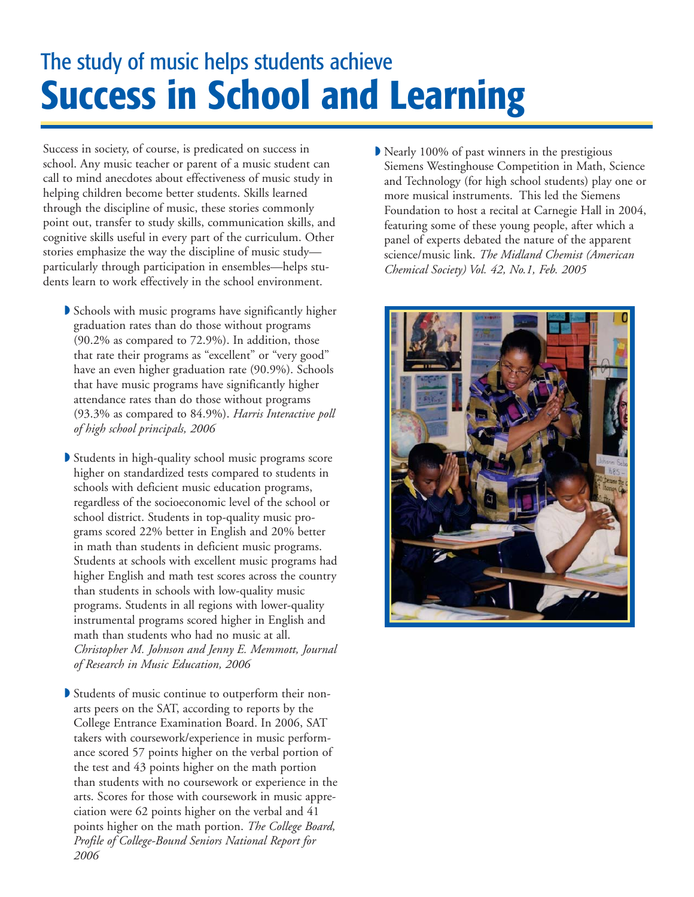# The study of music helps students achieve
# Success in School and Learning

Success in society, of course, is predicated on success in school. Any music teacher or parent of a music student can call to mind anecdotes about effectiveness of music study in helping children become better students. Skills learned through the discipline of music, these stories commonly point out, transfer to study skills, communication skills, and cognitive skills useful in every part of the curriculum. Other stories emphasize the way the discipline of music study—particularly through participation in ensembles—helps students learn to work effectively in the school environment.

- Schools with music programs have significantly higher graduation rates than do those without programs (90.2% as compared to 72.9%). In addition, those that rate their programs as "excellent" or "very good" have an even higher graduation rate (90.9%). Schools that have music programs have significantly higher attendance rates than do those without programs (93.3% as compared to 84.9%). *Harris Interactive poll of high school principals, 2006*

- Students in high-quality school music programs score higher on standardized tests compared to students in schools with deficient music education programs, regardless of the socioeconomic level of the school or school district. Students in top-quality music programs scored 22% better in English and 20% better in math than students in deficient music programs. Students at schools with excellent music programs had higher English and math test scores across the country than students in schools with low-quality music programs. Students in all regions with lower-quality instrumental programs scored higher in English and math than students who had no music at all. *Christopher M. Johnson and Jenny E. Memmott, Journal of Research in Music Education, 2006*

- Students of music continue to outperform their non-arts peers on the SAT, according to reports by the College Entrance Examination Board. In 2006, SAT takers with coursework/experience in music performance scored 57 points higher on the verbal portion of the test and 43 points higher on the math portion than students with no coursework or experience in the arts. Scores for those with coursework in music appreciation were 62 points higher on the verbal and 41 points higher on the math portion. *The College Board, Profile of College-Bound Seniors National Report for 2006*

- Nearly 100% of past winners in the prestigious Siemens Westinghouse Competition in Math, Science and Technology (for high school students) play one or more musical instruments. This led the Siemens Foundation to host a recital at Carnegie Hall in 2004, featuring some of these young people, after which a panel of experts debated the nature of the apparent science/music link. *The Midland Chemist (American Chemical Society) Vol. 42, No.1, Feb. 2005*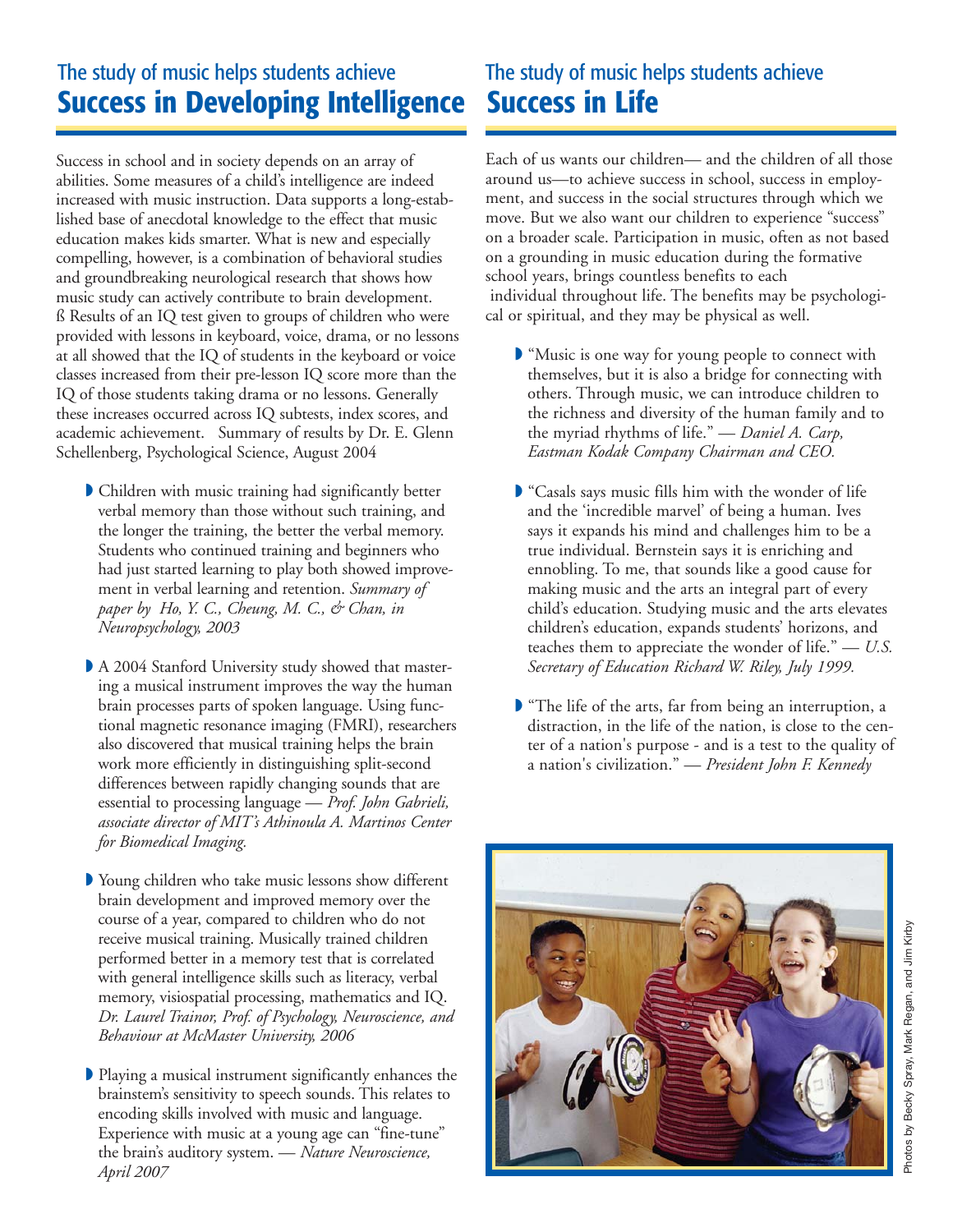## The study of music helps students achieve
# Success in Developing Intelligence

Success in school and in society depends on an array of abilities. Some measures of a child's intelligence are indeed increased with music instruction. Data supports a long-established base of anecdotal knowledge to the effect that music education makes kids smarter. What is new and especially compelling, however, is a combination of behavioral studies and groundbreaking neurological research that shows how music study can actively contribute to brain development. ß Results of an IQ test given to groups of children who were provided with lessons in keyboard, voice, drama, or no lessons at all showed that the IQ of students in the keyboard or voice classes increased from their pre-lesson IQ score more than the IQ of those students taking drama or no lessons. Generally these increases occurred across IQ subtests, index scores, and academic achievement. Summary of results by Dr. E. Glenn Schellenberg, Psychological Science, August 2004

- Children with music training had significantly better verbal memory than those without such training, and the longer the training, the better the verbal memory. Students who continued training and beginners who had just started learning to play both showed improvement in verbal learning and retention. *Summary of paper by Ho, Y. C., Cheung, M. C., & Chan, in Neuropsychology, 2003*

- A 2004 Stanford University study showed that mastering a musical instrument improves the way the human brain processes parts of spoken language. Using functional magnetic resonance imaging (FMRI), researchers also discovered that musical training helps the brain work more efficiently in distinguishing split-second differences between rapidly changing sounds that are essential to processing language — *Prof. John Gabrieli, associate director of MIT's Athinoula A. Martinos Center for Biomedical Imaging.*

- Young children who take music lessons show different brain development and improved memory over the course of a year, compared to children who do not receive musical training. Musically trained children performed better in a memory test that is correlated with general intelligence skills such as literacy, verbal memory, visiospatial processing, mathematics and IQ. *Dr. Laurel Trainor, Prof. of Psychology, Neuroscience, and Behaviour at McMaster University, 2006*

- Playing a musical instrument significantly enhances the brainstem's sensitivity to speech sounds. This relates to encoding skills involved with music and language. Experience with music at a young age can "fine-tune" the brain's auditory system. — *Nature Neuroscience, April 2007*

## The study of music helps students achieve
# Success in Life

Each of us wants our children— and the children of all those around us—to achieve success in school, success in employment, and success in the social structures through which we move. But we also want our children to experience "success" on a broader scale. Participation in music, often as not based on a grounding in music education during the formative school years, brings countless benefits to each individual throughout life. The benefits may be psychological or spiritual, and they may be physical as well.

- "Music is one way for young people to connect with themselves, but it is also a bridge for connecting with others. Through music, we can introduce children to the richness and diversity of the human family and to the myriad rhythms of life." — *Daniel A. Carp, Eastman Kodak Company Chairman and CEO.*

- "Casals says music fills him with the wonder of life and the 'incredible marvel' of being a human. Ives says it expands his mind and challenges him to be a true individual. Bernstein says it is enriching and ennobling. To me, that sounds like a good cause for making music and the arts an integral part of every child's education. Studying music and the arts elevates children's education, expands students' horizons, and teaches them to appreciate the wonder of life." — *U.S. Secretary of Education Richard W. Riley, July 1999.*

- "The life of the arts, far from being an interruption, a distraction, in the life of the nation, is close to the center of a nation's purpose - and is a test to the quality of a nation's civilization." — *President John F. Kennedy*

Photos by Becky Spray, Mark Regan, and Jim Kirby